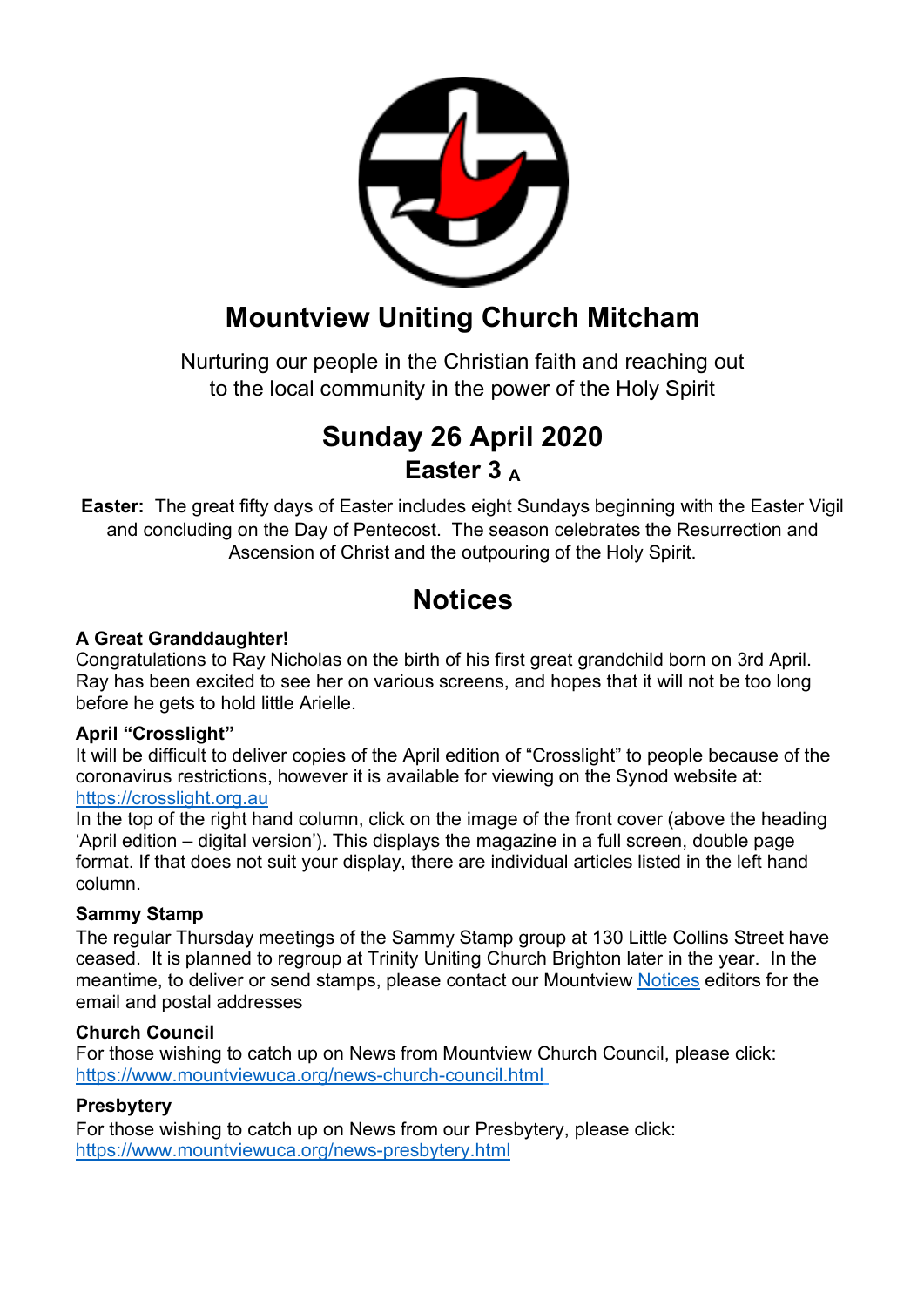# Mountview Uniting Church Mitcham

Nurturing our people in the Christian faith and reaching out to the local community in the power of the Holy Spirit

## Sunday 26 April 2020

### Easter 3 A

**Easter:** The great fifty days of Easter includes eight Sundays beginning with the Easter Vigil and concluding on the Day of Pentecost. The season celebrates the Resurrection and Ascension of Christ and the outpouring of the Holy Spirit.

## Notices

**A Great Granddaughter!**
Congratulations to Ray Nicholas on the birth of his first great grandchild born on 3rd April. Ray has been excited to see her on various screens, and hopes that it will not be too long before he gets to hold little Arielle.

**April "Crosslight"**
It will be difficult to deliver copies of the April edition of "Crosslight" to people because of the coronavirus restrictions, however it is available for viewing on the Synod website at: [https://crosslight.org.au](https://crosslight.org.au)
In the top of the right hand column, click on the image of the front cover (above the heading 'April edition – digital version'). This displays the magazine in a full screen, double page format. If that does not suit your display, there are individual articles listed in the left hand column.

**Sammy Stamp**
The regular Thursday meetings of the Sammy Stamp group at 130 Little Collins Street have ceased. It is planned to regroup at Trinity Uniting Church Brighton later in the year. In the meantime, to deliver or send stamps, please contact our Mountview Notices editors for the email and postal addresses

**Church Council**
For those wishing to catch up on News from Mountview Church Council, please click: [https://www.mountviewuca.org/news-church-council.html](https://www.mountviewuca.org/news-church-council.html)

**Presbytery**
For those wishing to catch up on News from our Presbytery, please click: [https://www.mountviewuca.org/news-presbytery.html](https://www.mountviewuca.org/news-presbytery.html)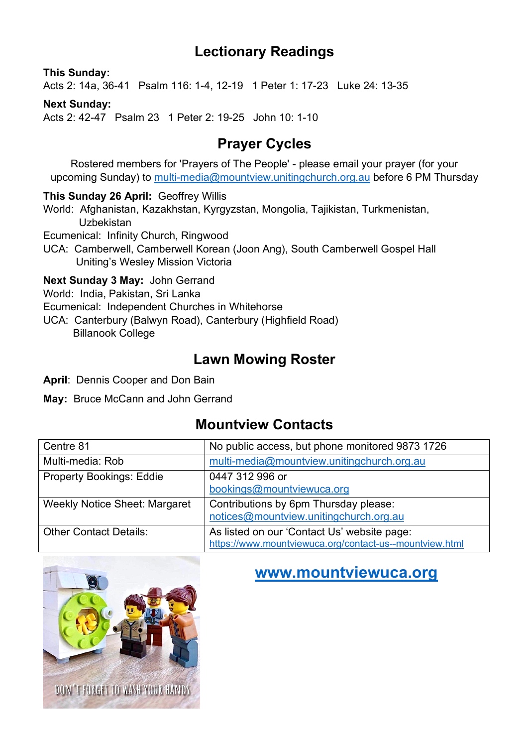## Lectionary Readings

**This Sunday:**
Acts 2: 14a, 36-41   Psalm 116: 1-4, 12-19   1 Peter 1: 17-23   Luke 24: 13-35

**Next Sunday:**
Acts 2: 42-47   Psalm 23   1 Peter 2: 19-25   John 10: 1-10

## Prayer Cycles

Rostered members for 'Prayers of The People' - please email your prayer (for your upcoming Sunday) to multi-media@mountview.unitingchurch.org.au before 6 PM Thursday

**This Sunday 26 April:** Geoffrey Willis
World: Afghanistan, Kazakhstan, Kyrgyzstan, Mongolia, Tajikistan, Turkmenistan, Uzbekistan
Ecumenical: Infinity Church, Ringwood
UCA: Camberwell, Camberwell Korean (Joon Ang), South Camberwell Gospel Hall
Uniting's Wesley Mission Victoria

**Next Sunday 3 May:** John Gerrand
World: India, Pakistan, Sri Lanka
Ecumenical: Independent Churches in Whitehorse
UCA: Canterbury (Balwyn Road), Canterbury (Highfield Road)
Billanook College

## Lawn Mowing Roster

**April**: Dennis Cooper and Don Bain

**May:** Bruce McCann and John Gerrand

## Mountview Contacts

| | |
|---|---|
| Centre 81 | No public access, but phone monitored 9873 1726 |
| Multi-media: Rob | multi-media@mountview.unitingchurch.org.au |
| Property Bookings: Eddie | 0447 312 996 or bookings@mountviewuca.org |
| Weekly Notice Sheet: Margaret | Contributions by 6pm Thursday please: notices@mountview.unitingchurch.org.au |
| Other Contact Details: | As listed on our 'Contact Us' website page: https://www.mountviewuca.org/contact-us--mountview.html |

**www.mountviewuca.org**